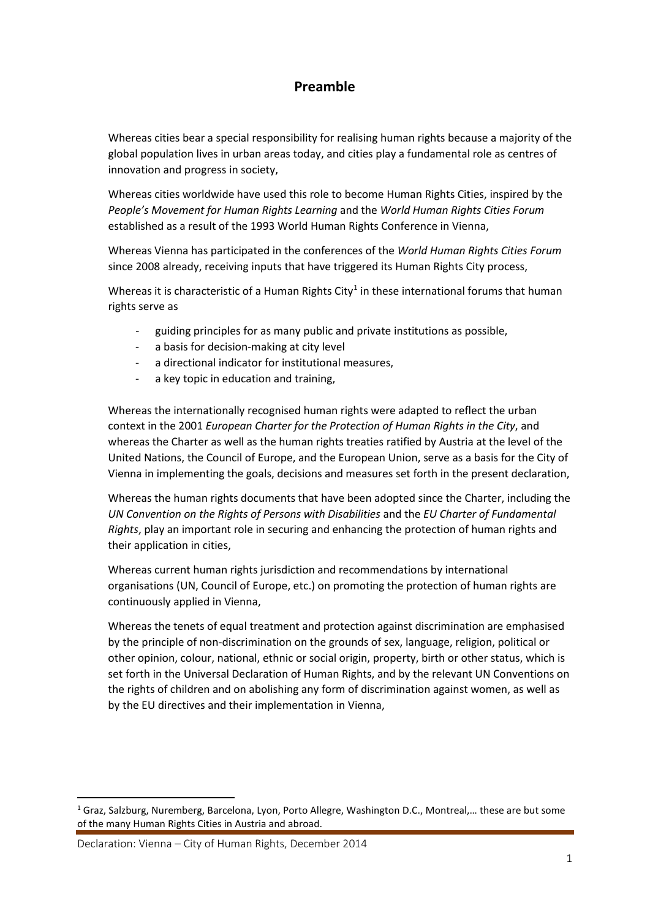# Preamble

Whereas cities bear a special responsibility for realising human rights because a majority of the global population lives in urban areas today, and cities play a fundamental role as centres of innovation and progress in society,

Whereas cities worldwide have used this role to become Human Rights Cities, inspired by the *People's Movement for Human Rights Learning* and the *World Human Rights Cities Forum* established as a result of the 1993 World Human Rights Conference in Vienna,

Whereas Vienna has participated in the conferences of the *World Human Rights Cities Forum* since 2008 already, receiving inputs that have triggered its Human Rights City process,

Whereas it is characteristic of a Human Rights City[1] in these international forums that human rights serve as

- guiding principles for as many public and private institutions as possible,
- a basis for decision-making at city level
- a directional indicator for institutional measures,
- a key topic in education and training,

Whereas the internationally recognised human rights were adapted to reflect the urban context in the 2001 *European Charter for the Protection of Human Rights in the City*, and whereas the Charter as well as the human rights treaties ratified by Austria at the level of the United Nations, the Council of Europe, and the European Union, serve as a basis for the City of Vienna in implementing the goals, decisions and measures set forth in the present declaration,

Whereas the human rights documents that have been adopted since the Charter, including the *UN Convention on the Rights of Persons with Disabilities* and the *EU Charter of Fundamental Rights*, play an important role in securing and enhancing the protection of human rights and their application in cities,

Whereas current human rights jurisdiction and recommendations by international organisations (UN, Council of Europe, etc.) on promoting the protection of human rights are continuously applied in Vienna,

Whereas the tenets of equal treatment and protection against discrimination are emphasised by the principle of non-discrimination on the grounds of sex, language, religion, political or other opinion, colour, national, ethnic or social origin, property, birth or other status, which is set forth in the Universal Declaration of Human Rights, and by the relevant UN Conventions on the rights of children and on abolishing any form of discrimination against women, as well as by the EU directives and their implementation in Vienna,

[1] Graz, Salzburg, Nuremberg, Barcelona, Lyon, Porto Allegre, Washington D.C., Montreal,… these are but some of the many Human Rights Cities in Austria and abroad.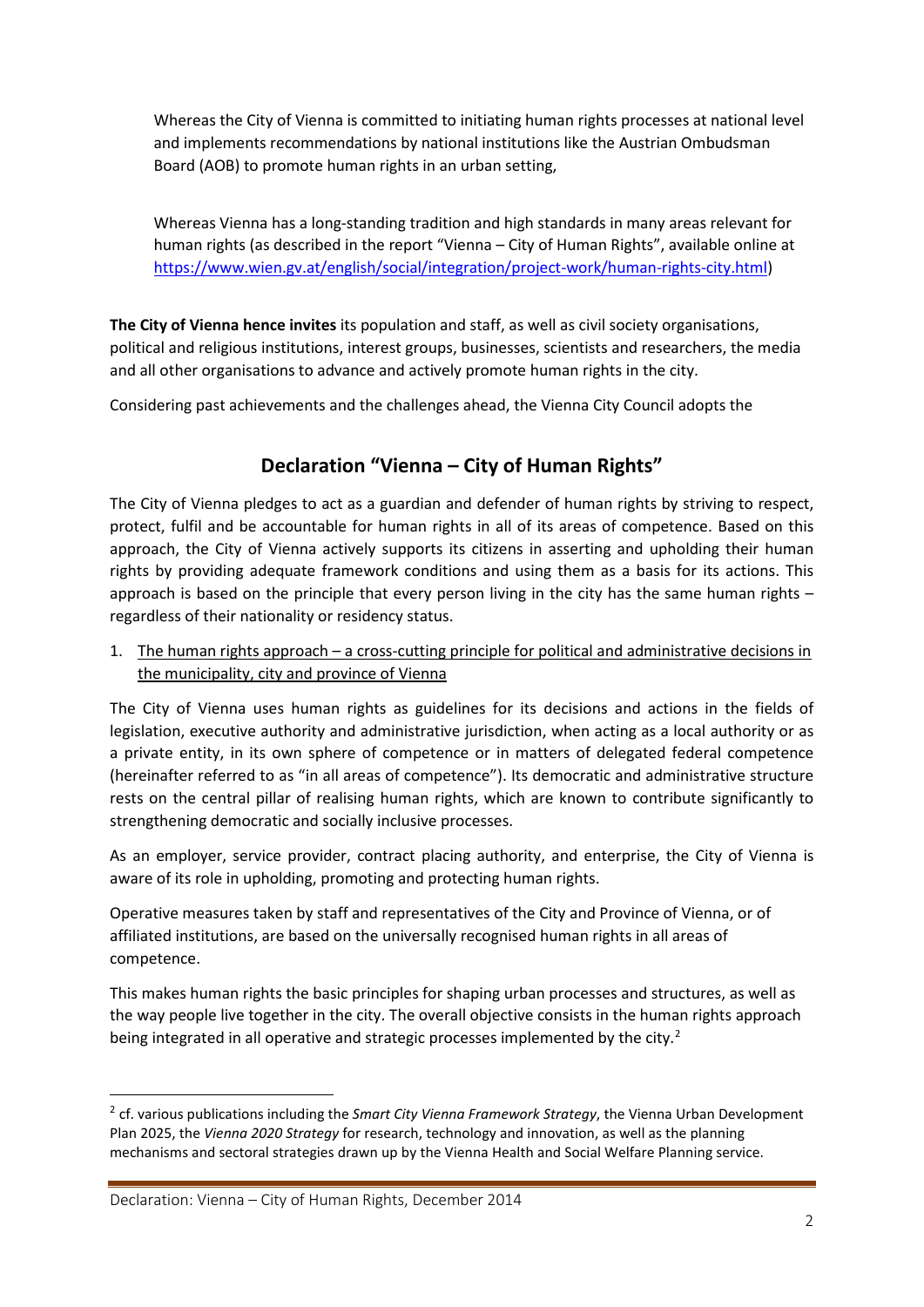Whereas the City of Vienna is committed to initiating human rights processes at national level and implements recommendations by national institutions like the Austrian Ombudsman Board (AOB) to promote human rights in an urban setting,

Whereas Vienna has a long-standing tradition and high standards in many areas relevant for human rights (as described in the report "Vienna – City of Human Rights", available online at https://www.wien.gv.at/english/social/integration/project-work/human-rights-city.html)

**The City of Vienna hence invites** its population and staff, as well as civil society organisations, political and religious institutions, interest groups, businesses, scientists and researchers, the media and all other organisations to advance and actively promote human rights in the city.

Considering past achievements and the challenges ahead, the Vienna City Council adopts the

## Declaration "Vienna – City of Human Rights"

The City of Vienna pledges to act as a guardian and defender of human rights by striving to respect, protect, fulfil and be accountable for human rights in all of its areas of competence. Based on this approach, the City of Vienna actively supports its citizens in asserting and upholding their human rights by providing adequate framework conditions and using them as a basis for its actions. This approach is based on the principle that every person living in the city has the same human rights – regardless of their nationality or residency status.

1. The human rights approach – a cross-cutting principle for political and administrative decisions in the municipality, city and province of Vienna

The City of Vienna uses human rights as guidelines for its decisions and actions in the fields of legislation, executive authority and administrative jurisdiction, when acting as a local authority or as a private entity, in its own sphere of competence or in matters of delegated federal competence (hereinafter referred to as "in all areas of competence"). Its democratic and administrative structure rests on the central pillar of realising human rights, which are known to contribute significantly to strengthening democratic and socially inclusive processes.

As an employer, service provider, contract placing authority, and enterprise, the City of Vienna is aware of its role in upholding, promoting and protecting human rights.

Operative measures taken by staff and representatives of the City and Province of Vienna, or of affiliated institutions, are based on the universally recognised human rights in all areas of competence.

This makes human rights the basic principles for shaping urban processes and structures, as well as the way people live together in the city. The overall objective consists in the human rights approach being integrated in all operative and strategic processes implemented by the city.[2]

[2] cf. various publications including the *Smart City Vienna Framework Strategy*, the Vienna Urban Development Plan 2025, the *Vienna 2020 Strategy* for research, technology and innovation, as well as the planning mechanisms and sectoral strategies drawn up by the Vienna Health and Social Welfare Planning service.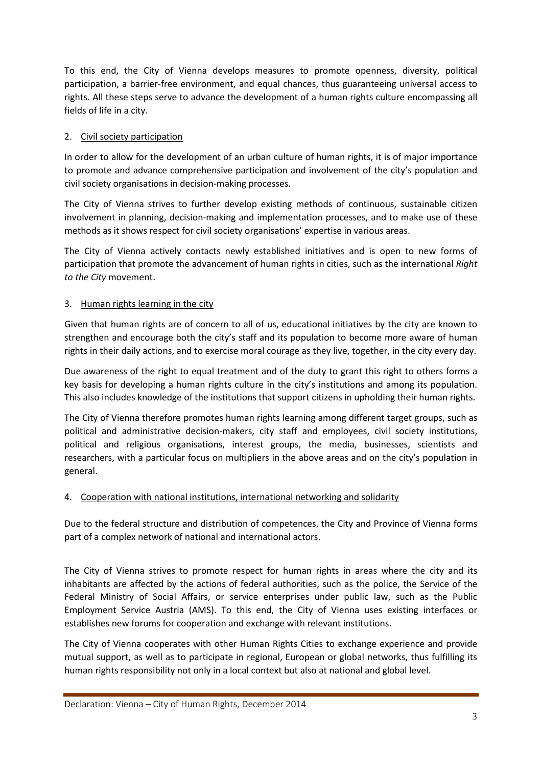To this end, the City of Vienna develops measures to promote openness, diversity, political participation, a barrier-free environment, and equal chances, thus guaranteeing universal access to rights. All these steps serve to advance the development of a human rights culture encompassing all fields of life in a city.

## 2. Civil society participation

In order to allow for the development of an urban culture of human rights, it is of major importance to promote and advance comprehensive participation and involvement of the city's population and civil society organisations in decision-making processes.

The City of Vienna strives to further develop existing methods of continuous, sustainable citizen involvement in planning, decision-making and implementation processes, and to make use of these methods as it shows respect for civil society organisations' expertise in various areas.

The City of Vienna actively contacts newly established initiatives and is open to new forms of participation that promote the advancement of human rights in cities, such as the international *Right to the City* movement.

## 3. Human rights learning in the city

Given that human rights are of concern to all of us, educational initiatives by the city are known to strengthen and encourage both the city's staff and its population to become more aware of human rights in their daily actions, and to exercise moral courage as they live, together, in the city every day.

Due awareness of the right to equal treatment and of the duty to grant this right to others forms a key basis for developing a human rights culture in the city's institutions and among its population. This also includes knowledge of the institutions that support citizens in upholding their human rights.

The City of Vienna therefore promotes human rights learning among different target groups, such as political and administrative decision-makers, city staff and employees, civil society institutions, political and religious organisations, interest groups, the media, businesses, scientists and researchers, with a particular focus on multipliers in the above areas and on the city's population in general.

## 4. Cooperation with national institutions, international networking and solidarity

Due to the federal structure and distribution of competences, the City and Province of Vienna forms part of a complex network of national and international actors.

The City of Vienna strives to promote respect for human rights in areas where the city and its inhabitants are affected by the actions of federal authorities, such as the police, the Service of the Federal Ministry of Social Affairs, or service enterprises under public law, such as the Public Employment Service Austria (AMS). To this end, the City of Vienna uses existing interfaces or establishes new forums for cooperation and exchange with relevant institutions.

The City of Vienna cooperates with other Human Rights Cities to exchange experience and provide mutual support, as well as to participate in regional, European or global networks, thus fulfilling its human rights responsibility not only in a local context but also at national and global level.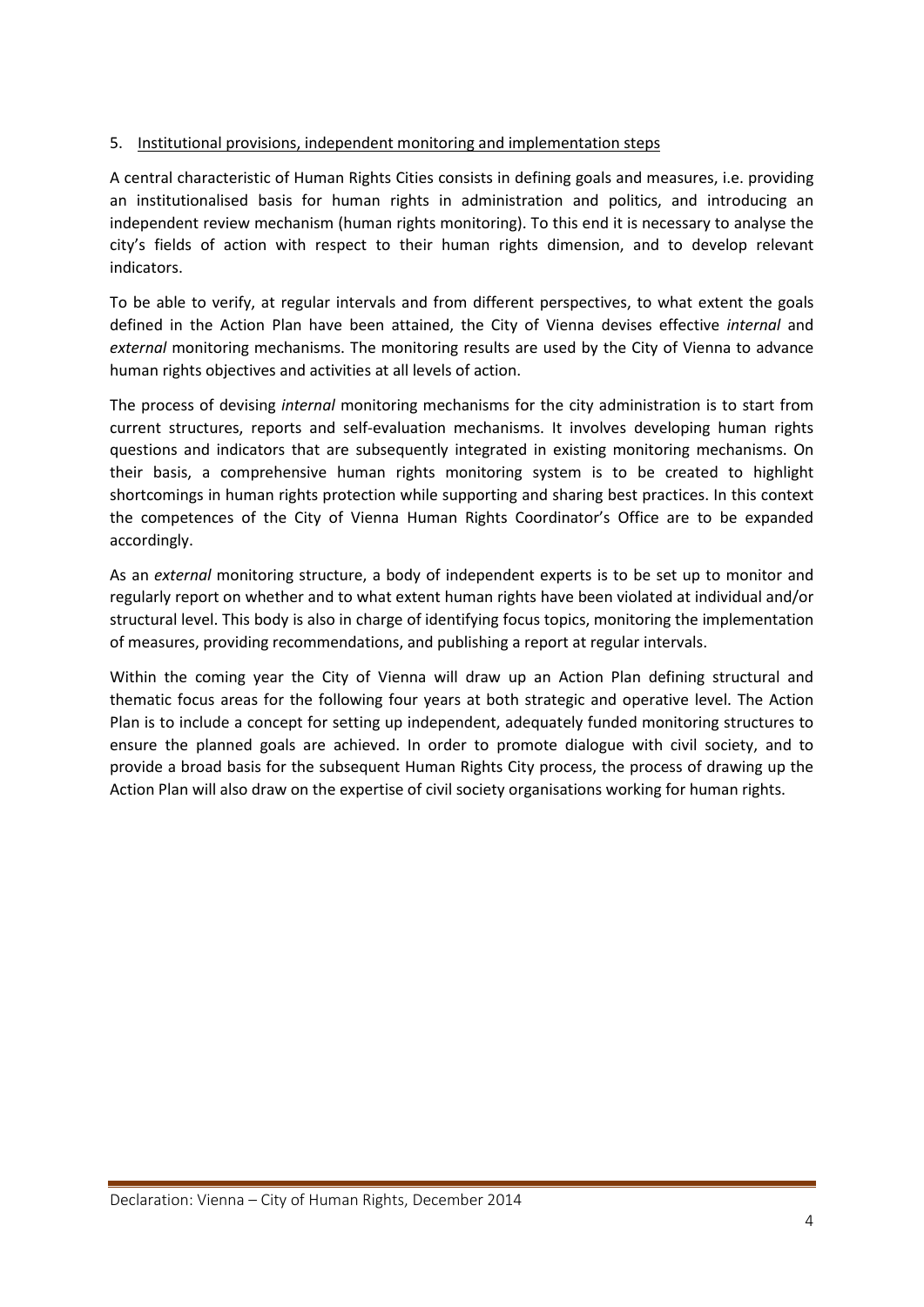## 5. Institutional provisions, independent monitoring and implementation steps

A central characteristic of Human Rights Cities consists in defining goals and measures, i.e. providing an institutionalised basis for human rights in administration and politics, and introducing an independent review mechanism (human rights monitoring). To this end it is necessary to analyse the city's fields of action with respect to their human rights dimension, and to develop relevant indicators.

To be able to verify, at regular intervals and from different perspectives, to what extent the goals defined in the Action Plan have been attained, the City of Vienna devises effective *internal* and *external* monitoring mechanisms. The monitoring results are used by the City of Vienna to advance human rights objectives and activities at all levels of action.

The process of devising *internal* monitoring mechanisms for the city administration is to start from current structures, reports and self-evaluation mechanisms. It involves developing human rights questions and indicators that are subsequently integrated in existing monitoring mechanisms. On their basis, a comprehensive human rights monitoring system is to be created to highlight shortcomings in human rights protection while supporting and sharing best practices. In this context the competences of the City of Vienna Human Rights Coordinator's Office are to be expanded accordingly.

As an *external* monitoring structure, a body of independent experts is to be set up to monitor and regularly report on whether and to what extent human rights have been violated at individual and/or structural level. This body is also in charge of identifying focus topics, monitoring the implementation of measures, providing recommendations, and publishing a report at regular intervals.

Within the coming year the City of Vienna will draw up an Action Plan defining structural and thematic focus areas for the following four years at both strategic and operative level. The Action Plan is to include a concept for setting up independent, adequately funded monitoring structures to ensure the planned goals are achieved. In order to promote dialogue with civil society, and to provide a broad basis for the subsequent Human Rights City process, the process of drawing up the Action Plan will also draw on the expertise of civil society organisations working for human rights.